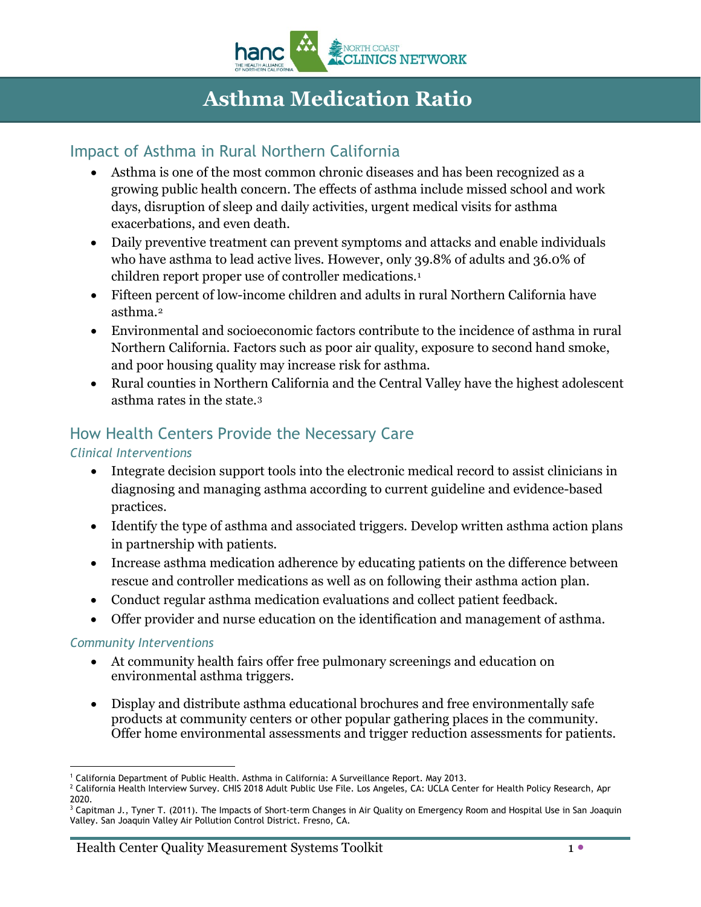# Asthma Medication Ratio

## Impact of Asthma in Rural Northern California

- Asthma is one of the most common chronic diseases and has been recognized as a growing public health concern. The effects of asthma include missed school and work days, disruption of sleep and daily activities, urgent medical visits for asthma exacerbations, and even death.
- Daily preventive treatment can prevent symptoms and attacks and enable individuals who have asthma to lead active lives. However, only 39.8% of adults and 36.0% of children report proper use of controller medications.[1]
- Fifteen percent of low-income children and adults in rural Northern California have asthma.[2]
- Environmental and socioeconomic factors contribute to the incidence of asthma in rural Northern California. Factors such as poor air quality, exposure to second hand smoke, and poor housing quality may increase risk for asthma.
- Rural counties in Northern California and the Central Valley have the highest adolescent asthma rates in the state.[3]

## How Health Centers Provide the Necessary Care

### *Clinical Interventions*

- Integrate decision support tools into the electronic medical record to assist clinicians in diagnosing and managing asthma according to current guideline and evidence-based practices.
- Identify the type of asthma and associated triggers. Develop written asthma action plans in partnership with patients.
- Increase asthma medication adherence by educating patients on the difference between rescue and controller medications as well as on following their asthma action plan.
- Conduct regular asthma medication evaluations and collect patient feedback.
- Offer provider and nurse education on the identification and management of asthma.

### *Community Interventions*

- At community health fairs offer free pulmonary screenings and education on environmental asthma triggers.
- Display and distribute asthma educational brochures and free environmentally safe products at community centers or other popular gathering places in the community. Offer home environmental assessments and trigger reduction assessments for patients.

---

[1] California Department of Public Health. Asthma in California: A Surveillance Report. May 2013.

[2] California Health Interview Survey. CHIS 2018 Adult Public Use File. Los Angeles, CA: UCLA Center for Health Policy Research, Apr 2020.

[3] Capitman J., Tyner T. (2011). The Impacts of Short-term Changes in Air Quality on Emergency Room and Hospital Use in San Joaquin Valley. San Joaquin Valley Air Pollution Control District. Fresno, CA.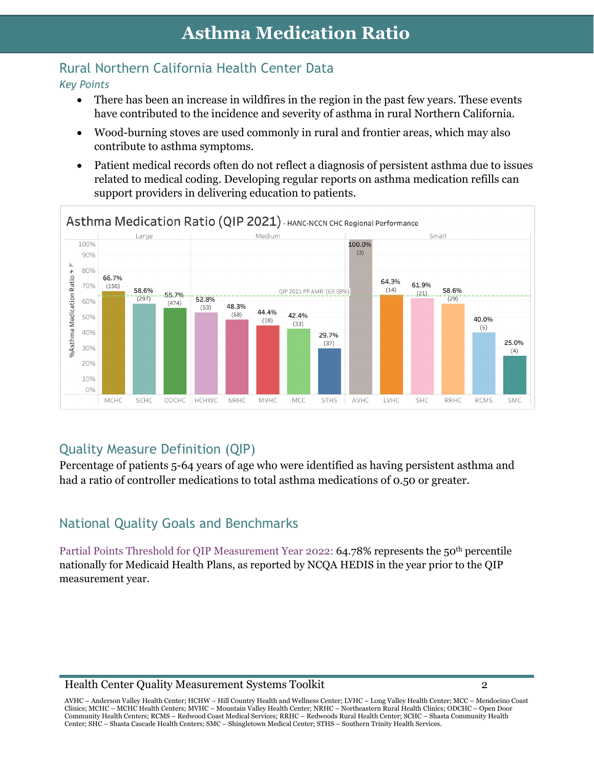# Asthma Medication Ratio

## Rural Northern California Health Center Data

*Key Points*

- There has been an increase in wildfires in the region in the past few years. These events have contributed to the incidence and severity of asthma in rural Northern California.
- Wood-burning stoves are used commonly in rural and frontier areas, which may also contribute to asthma symptoms.
- Patient medical records often do not reflect a diagnosis of persistent asthma due to issues related to medical coding. Developing regular reports on asthma medication refills can support providers in delivering education to patients.

Asthma Medication Ratio (QIP 2021) - HANC-NCCN CHC Regional Performance

%Asthma Medication Ratio

Large | Medium | Small

QIP 2021 PP AMR: (63.58%)

MCHC 66.7% (156)
SCHC 58.6% (297)
ODCHC 55.7% (474)
HCHWC 52.8% (53)
NRHC 48.3% (58)
MVHC 44.4% (18)
MCC 42.4% (33)
STHS 29.7% (37)
AVHC 100.0% (3)
LVHC 64.3% (14)
SHC 61.9% (21)
RRHC 58.6% (29)
RCMS 40.0% (5)
SMC 25.0% (4)

## Quality Measure Definition (QIP)

Percentage of patients 5-64 years of age who were identified as having persistent asthma and had a ratio of controller medications to total asthma medications of 0.50 or greater.

## National Quality Goals and Benchmarks

Partial Points Threshold for QIP Measurement Year 2022: 64.78% represents the 50th percentile nationally for Medicaid Health Plans, as reported by NCQA HEDIS in the year prior to the QIP measurement year.

AVHC – Anderson Valley Health Center; HCHW – Hill Country Health and Wellness Center; LVHC – Long Valley Health Center; MCC – Mendocino Coast Clinics; MCHC – MCHC Health Centers; MVHC – Mountain Valley Health Center; NRHC – Northeastern Rural Health Clinics; ODCHC – Open Door Community Health Centers; RCMS – Redwood Coast Medical Services; RRHC – Redwoods Rural Health Center; SCHC – Shasta Community Health Center; SHC – Shasta Cascade Health Centers; SMC – Shingletown Medical Center; STHS – Southern Trinity Health Services.